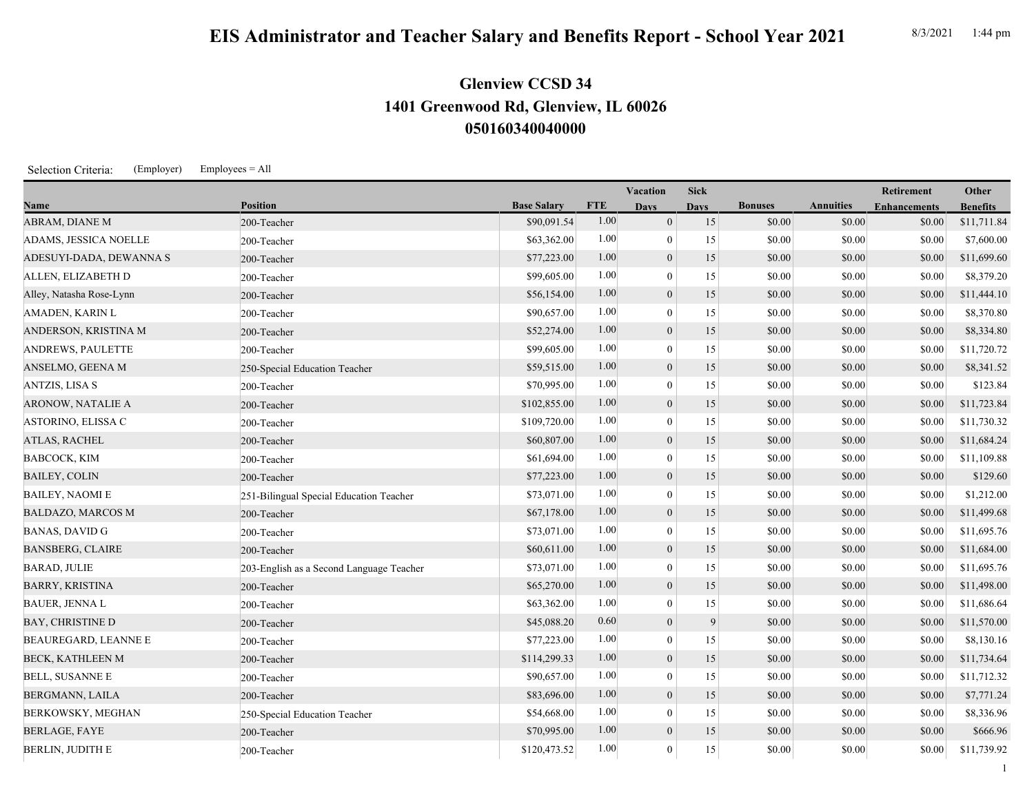# EIS Administrator and Teacher Salary and Benefits Report - School Year 2021

8/3/2021 1:44 pm

## Glenview CCSD 34
## 1401 Greenwood Rd, Glenview, IL 60026
## 050160340040000

Selection Criteria: (Employer) Employees = All

| Name | Position | Base Salary | FTE | Vacation Days | Sick Days | Bonuses | Annuities | Retirement Enhancements | Other Benefits |
|---|---|---|---|---|---|---|---|---|---|
| ABRAM, DIANE M | 200-Teacher | $90,091.54 | 1.00 | 0 | 15 | $0.00 | $0.00 | $0.00 | $11,711.84 |
| ADAMS, JESSICA NOELLE | 200-Teacher | $63,362.00 | 1.00 | 0 | 15 | $0.00 | $0.00 | $0.00 | $7,600.00 |
| ADESUYI-DADA, DEWANNA S | 200-Teacher | $77,223.00 | 1.00 | 0 | 15 | $0.00 | $0.00 | $0.00 | $11,699.60 |
| ALLEN, ELIZABETH D | 200-Teacher | $99,605.00 | 1.00 | 0 | 15 | $0.00 | $0.00 | $0.00 | $8,379.20 |
| Alley, Natasha Rose-Lynn | 200-Teacher | $56,154.00 | 1.00 | 0 | 15 | $0.00 | $0.00 | $0.00 | $11,444.10 |
| AMADEN, KARIN L | 200-Teacher | $90,657.00 | 1.00 | 0 | 15 | $0.00 | $0.00 | $0.00 | $8,370.80 |
| ANDERSON, KRISTINA M | 200-Teacher | $52,274.00 | 1.00 | 0 | 15 | $0.00 | $0.00 | $0.00 | $8,334.80 |
| ANDREWS, PAULETTE | 200-Teacher | $99,605.00 | 1.00 | 0 | 15 | $0.00 | $0.00 | $0.00 | $11,720.72 |
| ANSELMO, GEENA M | 250-Special Education Teacher | $59,515.00 | 1.00 | 0 | 15 | $0.00 | $0.00 | $0.00 | $8,341.52 |
| ANTZIS, LISA S | 200-Teacher | $70,995.00 | 1.00 | 0 | 15 | $0.00 | $0.00 | $0.00 | $123.84 |
| ARONOW, NATALIE A | 200-Teacher | $102,855.00 | 1.00 | 0 | 15 | $0.00 | $0.00 | $0.00 | $11,723.84 |
| ASTORINO, ELISSA C | 200-Teacher | $109,720.00 | 1.00 | 0 | 15 | $0.00 | $0.00 | $0.00 | $11,730.32 |
| ATLAS, RACHEL | 200-Teacher | $60,807.00 | 1.00 | 0 | 15 | $0.00 | $0.00 | $0.00 | $11,684.24 |
| BABCOCK, KIM | 200-Teacher | $61,694.00 | 1.00 | 0 | 15 | $0.00 | $0.00 | $0.00 | $11,109.88 |
| BAILEY, COLIN | 200-Teacher | $77,223.00 | 1.00 | 0 | 15 | $0.00 | $0.00 | $0.00 | $129.60 |
| BAILEY, NAOMI E | 251-Bilingual Special Education Teacher | $73,071.00 | 1.00 | 0 | 15 | $0.00 | $0.00 | $0.00 | $1,212.00 |
| BALDAZO, MARCOS M | 200-Teacher | $67,178.00 | 1.00 | 0 | 15 | $0.00 | $0.00 | $0.00 | $11,499.68 |
| BANAS, DAVID G | 200-Teacher | $73,071.00 | 1.00 | 0 | 15 | $0.00 | $0.00 | $0.00 | $11,695.76 |
| BANSBERG, CLAIRE | 200-Teacher | $60,611.00 | 1.00 | 0 | 15 | $0.00 | $0.00 | $0.00 | $11,684.00 |
| BARAD, JULIE | 203-English as a Second Language Teacher | $73,071.00 | 1.00 | 0 | 15 | $0.00 | $0.00 | $0.00 | $11,695.76 |
| BARRY, KRISTINA | 200-Teacher | $65,270.00 | 1.00 | 0 | 15 | $0.00 | $0.00 | $0.00 | $11,498.00 |
| BAUER, JENNA L | 200-Teacher | $63,362.00 | 1.00 | 0 | 15 | $0.00 | $0.00 | $0.00 | $11,686.64 |
| BAY, CHRISTINE D | 200-Teacher | $45,088.20 | 0.60 | 0 | 9 | $0.00 | $0.00 | $0.00 | $11,570.00 |
| BEAUREGARD, LEANNE E | 200-Teacher | $77,223.00 | 1.00 | 0 | 15 | $0.00 | $0.00 | $0.00 | $8,130.16 |
| BECK, KATHLEEN M | 200-Teacher | $114,299.33 | 1.00 | 0 | 15 | $0.00 | $0.00 | $0.00 | $11,734.64 |
| BELL, SUSANNE E | 200-Teacher | $90,657.00 | 1.00 | 0 | 15 | $0.00 | $0.00 | $0.00 | $11,712.32 |
| BERGMANN, LAILA | 200-Teacher | $83,696.00 | 1.00 | 0 | 15 | $0.00 | $0.00 | $0.00 | $7,771.24 |
| BERKOWSKY, MEGHAN | 250-Special Education Teacher | $54,668.00 | 1.00 | 0 | 15 | $0.00 | $0.00 | $0.00 | $8,336.96 |
| BERLAGE, FAYE | 200-Teacher | $70,995.00 | 1.00 | 0 | 15 | $0.00 | $0.00 | $0.00 | $666.96 |
| BERLIN, JUDITH E | 200-Teacher | $120,473.52 | 1.00 | 0 | 15 | $0.00 | $0.00 | $0.00 | $11,739.92 |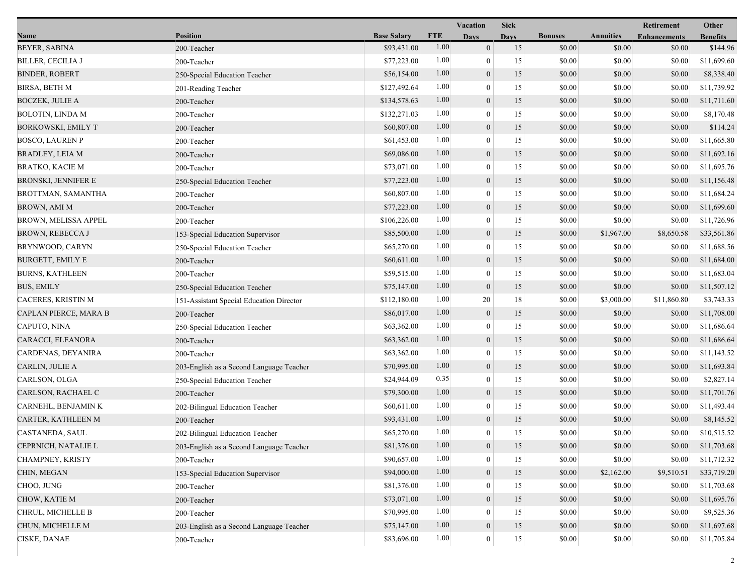| Name | Position | Base Salary | FTE | Vacation Days | Sick Days | Bonuses | Annuities | Retirement Enhancements | Other Benefits |
|---|---|---|---|---|---|---|---|---|---|
| BEYER, SABINA | 200-Teacher | $93,431.00 | 1.00 | 0 | 15 | $0.00 | $0.00 | $0.00 | $144.96 |
| BILLER, CECILIA J | 200-Teacher | $77,223.00 | 1.00 | 0 | 15 | $0.00 | $0.00 | $0.00 | $11,699.60 |
| BINDER, ROBERT | 250-Special Education Teacher | $56,154.00 | 1.00 | 0 | 15 | $0.00 | $0.00 | $0.00 | $8,338.40 |
| BIRSA, BETH M | 201-Reading Teacher | $127,492.64 | 1.00 | 0 | 15 | $0.00 | $0.00 | $0.00 | $11,739.92 |
| BOCZEK, JULIE A | 200-Teacher | $134,578.63 | 1.00 | 0 | 15 | $0.00 | $0.00 | $0.00 | $11,711.60 |
| BOLOTIN, LINDA M | 200-Teacher | $132,271.03 | 1.00 | 0 | 15 | $0.00 | $0.00 | $0.00 | $8,170.48 |
| BORKOWSKI, EMILY T | 200-Teacher | $60,807.00 | 1.00 | 0 | 15 | $0.00 | $0.00 | $0.00 | $114.24 |
| BOSCO, LAUREN P | 200-Teacher | $61,453.00 | 1.00 | 0 | 15 | $0.00 | $0.00 | $0.00 | $11,665.80 |
| BRADLEY, LEIA M | 200-Teacher | $69,086.00 | 1.00 | 0 | 15 | $0.00 | $0.00 | $0.00 | $11,692.16 |
| BRATKO, KACIE M | 200-Teacher | $73,071.00 | 1.00 | 0 | 15 | $0.00 | $0.00 | $0.00 | $11,695.76 |
| BRONSKI, JENNIFER E | 250-Special Education Teacher | $77,223.00 | 1.00 | 0 | 15 | $0.00 | $0.00 | $0.00 | $11,156.48 |
| BROTTMAN, SAMANTHA | 200-Teacher | $60,807.00 | 1.00 | 0 | 15 | $0.00 | $0.00 | $0.00 | $11,684.24 |
| BROWN, AMI M | 200-Teacher | $77,223.00 | 1.00 | 0 | 15 | $0.00 | $0.00 | $0.00 | $11,699.60 |
| BROWN, MELISSA APPEL | 200-Teacher | $106,226.00 | 1.00 | 0 | 15 | $0.00 | $0.00 | $0.00 | $11,726.96 |
| BROWN, REBECCA J | 153-Special Education Supervisor | $85,500.00 | 1.00 | 0 | 15 | $0.00 | $1,967.00 | $8,650.58 | $33,561.86 |
| BRYNWOOD, CARYN | 250-Special Education Teacher | $65,270.00 | 1.00 | 0 | 15 | $0.00 | $0.00 | $0.00 | $11,688.56 |
| BURGETT, EMILY E | 200-Teacher | $60,611.00 | 1.00 | 0 | 15 | $0.00 | $0.00 | $0.00 | $11,684.00 |
| BURNS, KATHLEEN | 200-Teacher | $59,515.00 | 1.00 | 0 | 15 | $0.00 | $0.00 | $0.00 | $11,683.04 |
| BUS, EMILY | 250-Special Education Teacher | $75,147.00 | 1.00 | 0 | 15 | $0.00 | $0.00 | $0.00 | $11,507.12 |
| CACERES, KRISTIN M | 151-Assistant Special Education Director | $112,180.00 | 1.00 | 20 | 18 | $0.00 | $3,000.00 | $11,860.80 | $3,743.33 |
| CAPLAN PIERCE, MARA B | 200-Teacher | $86,017.00 | 1.00 | 0 | 15 | $0.00 | $0.00 | $0.00 | $11,708.00 |
| CAPUTO, NINA | 250-Special Education Teacher | $63,362.00 | 1.00 | 0 | 15 | $0.00 | $0.00 | $0.00 | $11,686.64 |
| CARACCI, ELEANORA | 200-Teacher | $63,362.00 | 1.00 | 0 | 15 | $0.00 | $0.00 | $0.00 | $11,686.64 |
| CARDENAS, DEYANIRA | 200-Teacher | $63,362.00 | 1.00 | 0 | 15 | $0.00 | $0.00 | $0.00 | $11,143.52 |
| CARLIN, JULIE A | 203-English as a Second Language Teacher | $70,995.00 | 1.00 | 0 | 15 | $0.00 | $0.00 | $0.00 | $11,693.84 |
| CARLSON, OLGA | 250-Special Education Teacher | $24,944.09 | 0.35 | 0 | 15 | $0.00 | $0.00 | $0.00 | $2,827.14 |
| CARLSON, RACHAEL C | 200-Teacher | $79,300.00 | 1.00 | 0 | 15 | $0.00 | $0.00 | $0.00 | $11,701.76 |
| CARNEHL, BENJAMIN K | 202-Bilingual Education Teacher | $60,611.00 | 1.00 | 0 | 15 | $0.00 | $0.00 | $0.00 | $11,493.44 |
| CARTER, KATHLEEN M | 200-Teacher | $93,431.00 | 1.00 | 0 | 15 | $0.00 | $0.00 | $0.00 | $8,145.52 |
| CASTANEDA, SAUL | 202-Bilingual Education Teacher | $65,270.00 | 1.00 | 0 | 15 | $0.00 | $0.00 | $0.00 | $10,515.52 |
| CEPRNICH, NATALIE L | 203-English as a Second Language Teacher | $81,376.00 | 1.00 | 0 | 15 | $0.00 | $0.00 | $0.00 | $11,703.68 |
| CHAMPNEY, KRISTY | 200-Teacher | $90,657.00 | 1.00 | 0 | 15 | $0.00 | $0.00 | $0.00 | $11,712.32 |
| CHIN, MEGAN | 153-Special Education Supervisor | $94,000.00 | 1.00 | 0 | 15 | $0.00 | $2,162.00 | $9,510.51 | $33,719.20 |
| CHOO, JUNG | 200-Teacher | $81,376.00 | 1.00 | 0 | 15 | $0.00 | $0.00 | $0.00 | $11,703.68 |
| CHOW, KATIE M | 200-Teacher | $73,071.00 | 1.00 | 0 | 15 | $0.00 | $0.00 | $0.00 | $11,695.76 |
| CHRUL, MICHELLE B | 200-Teacher | $70,995.00 | 1.00 | 0 | 15 | $0.00 | $0.00 | $0.00 | $9,525.36 |
| CHUN, MICHELLE M | 203-English as a Second Language Teacher | $75,147.00 | 1.00 | 0 | 15 | $0.00 | $0.00 | $0.00 | $11,697.68 |
| CISKE, DANAE | 200-Teacher | $83,696.00 | 1.00 | 0 | 15 | $0.00 | $0.00 | $0.00 | $11,705.84 |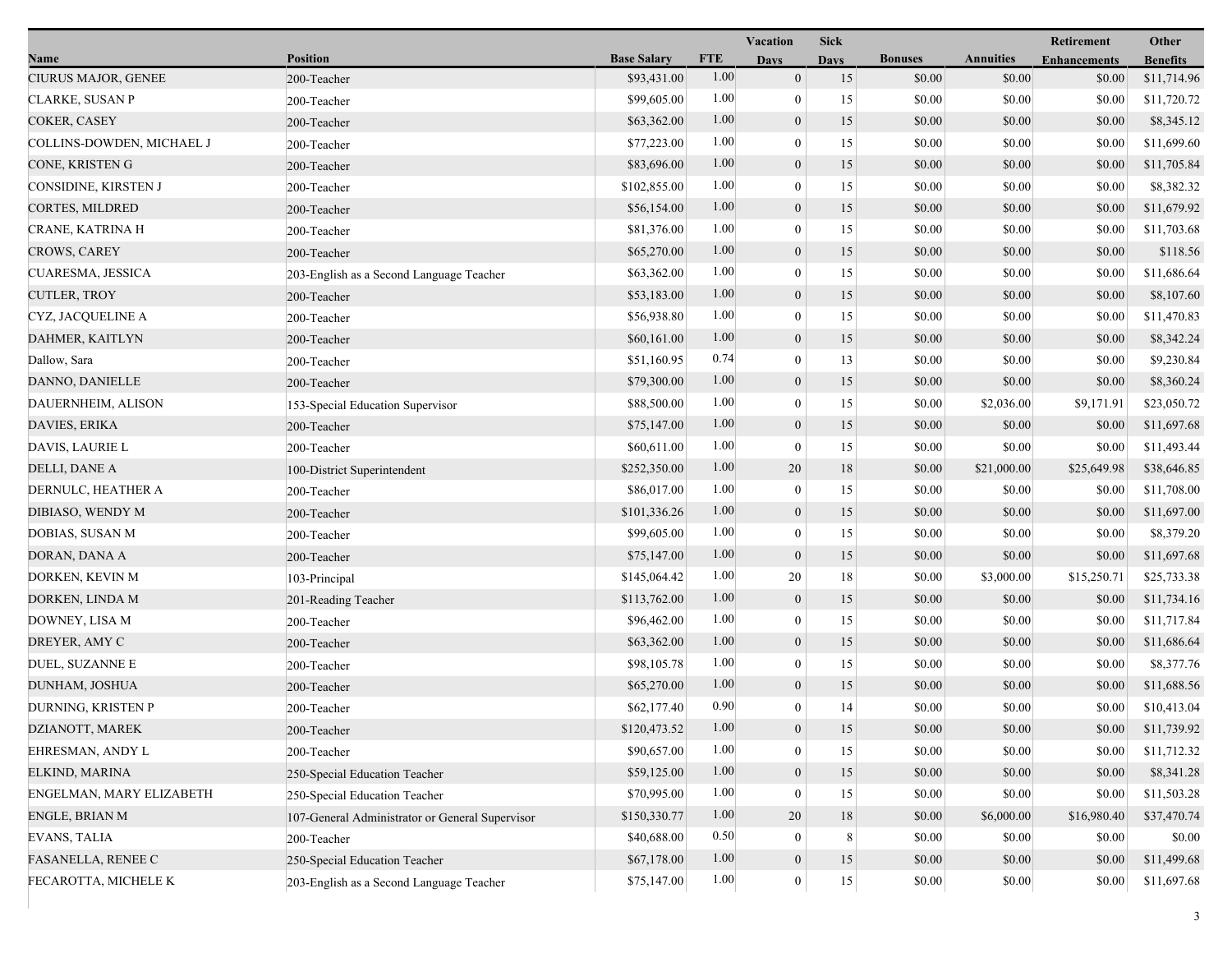| Name | Position | Base Salary | FTE | Vacation Days | Sick Days | Bonuses | Annuities | Retirement Enhancements | Other Benefits |
|---|---|---|---|---|---|---|---|---|---|
| CIURUS MAJOR, GENEE | 200-Teacher | $93,431.00 | 1.00 | 0 | 15 | $0.00 | $0.00 | $0.00 | $11,714.96 |
| CLARKE, SUSAN P | 200-Teacher | $99,605.00 | 1.00 | 0 | 15 | $0.00 | $0.00 | $0.00 | $11,720.72 |
| COKER, CASEY | 200-Teacher | $63,362.00 | 1.00 | 0 | 15 | $0.00 | $0.00 | $0.00 | $8,345.12 |
| COLLINS-DOWDEN, MICHAEL J | 200-Teacher | $77,223.00 | 1.00 | 0 | 15 | $0.00 | $0.00 | $0.00 | $11,699.60 |
| CONE, KRISTEN G | 200-Teacher | $83,696.00 | 1.00 | 0 | 15 | $0.00 | $0.00 | $0.00 | $11,705.84 |
| CONSIDINE, KIRSTEN J | 200-Teacher | $102,855.00 | 1.00 | 0 | 15 | $0.00 | $0.00 | $0.00 | $8,382.32 |
| CORTES, MILDRED | 200-Teacher | $56,154.00 | 1.00 | 0 | 15 | $0.00 | $0.00 | $0.00 | $11,679.92 |
| CRANE, KATRINA H | 200-Teacher | $81,376.00 | 1.00 | 0 | 15 | $0.00 | $0.00 | $0.00 | $11,703.68 |
| CROWS, CAREY | 200-Teacher | $65,270.00 | 1.00 | 0 | 15 | $0.00 | $0.00 | $0.00 | $118.56 |
| CUARESMA, JESSICA | 203-English as a Second Language Teacher | $63,362.00 | 1.00 | 0 | 15 | $0.00 | $0.00 | $0.00 | $11,686.64 |
| CUTLER, TROY | 200-Teacher | $53,183.00 | 1.00 | 0 | 15 | $0.00 | $0.00 | $0.00 | $8,107.60 |
| CYZ, JACQUELINE A | 200-Teacher | $56,938.80 | 1.00 | 0 | 15 | $0.00 | $0.00 | $0.00 | $11,470.83 |
| DAHMER, KAITLYN | 200-Teacher | $60,161.00 | 1.00 | 0 | 15 | $0.00 | $0.00 | $0.00 | $8,342.24 |
| Dallow, Sara | 200-Teacher | $51,160.95 | 0.74 | 0 | 13 | $0.00 | $0.00 | $0.00 | $9,230.84 |
| DANNO, DANIELLE | 200-Teacher | $79,300.00 | 1.00 | 0 | 15 | $0.00 | $0.00 | $0.00 | $8,360.24 |
| DAUERNHEIM, ALISON | 153-Special Education Supervisor | $88,500.00 | 1.00 | 0 | 15 | $0.00 | $2,036.00 | $9,171.91 | $23,050.72 |
| DAVIES, ERIKA | 200-Teacher | $75,147.00 | 1.00 | 0 | 15 | $0.00 | $0.00 | $0.00 | $11,697.68 |
| DAVIS, LAURIE L | 200-Teacher | $60,611.00 | 1.00 | 0 | 15 | $0.00 | $0.00 | $0.00 | $11,493.44 |
| DELLI, DANE A | 100-District Superintendent | $252,350.00 | 1.00 | 20 | 18 | $0.00 | $21,000.00 | $25,649.98 | $38,646.85 |
| DERNULC, HEATHER A | 200-Teacher | $86,017.00 | 1.00 | 0 | 15 | $0.00 | $0.00 | $0.00 | $11,708.00 |
| DIBIASO, WENDY M | 200-Teacher | $101,336.26 | 1.00 | 0 | 15 | $0.00 | $0.00 | $0.00 | $11,697.00 |
| DOBIAS, SUSAN M | 200-Teacher | $99,605.00 | 1.00 | 0 | 15 | $0.00 | $0.00 | $0.00 | $8,379.20 |
| DORAN, DANA A | 200-Teacher | $75,147.00 | 1.00 | 0 | 15 | $0.00 | $0.00 | $0.00 | $11,697.68 |
| DORKEN, KEVIN M | 103-Principal | $145,064.42 | 1.00 | 20 | 18 | $0.00 | $3,000.00 | $15,250.71 | $25,733.38 |
| DORKEN, LINDA M | 201-Reading Teacher | $113,762.00 | 1.00 | 0 | 15 | $0.00 | $0.00 | $0.00 | $11,734.16 |
| DOWNEY, LISA M | 200-Teacher | $96,462.00 | 1.00 | 0 | 15 | $0.00 | $0.00 | $0.00 | $11,717.84 |
| DREYER, AMY C | 200-Teacher | $63,362.00 | 1.00 | 0 | 15 | $0.00 | $0.00 | $0.00 | $11,686.64 |
| DUEL, SUZANNE E | 200-Teacher | $98,105.78 | 1.00 | 0 | 15 | $0.00 | $0.00 | $0.00 | $8,377.76 |
| DUNHAM, JOSHUA | 200-Teacher | $65,270.00 | 1.00 | 0 | 15 | $0.00 | $0.00 | $0.00 | $11,688.56 |
| DURNING, KRISTEN P | 200-Teacher | $62,177.40 | 0.90 | 0 | 14 | $0.00 | $0.00 | $0.00 | $10,413.04 |
| DZIANOTT, MAREK | 200-Teacher | $120,473.52 | 1.00 | 0 | 15 | $0.00 | $0.00 | $0.00 | $11,739.92 |
| EHRESMAN, ANDY L | 200-Teacher | $90,657.00 | 1.00 | 0 | 15 | $0.00 | $0.00 | $0.00 | $11,712.32 |
| ELKIND, MARINA | 250-Special Education Teacher | $59,125.00 | 1.00 | 0 | 15 | $0.00 | $0.00 | $0.00 | $8,341.28 |
| ENGELMAN, MARY ELIZABETH | 250-Special Education Teacher | $70,995.00 | 1.00 | 0 | 15 | $0.00 | $0.00 | $0.00 | $11,503.28 |
| ENGLE, BRIAN M | 107-General Administrator or General Supervisor | $150,330.77 | 1.00 | 20 | 18 | $0.00 | $6,000.00 | $16,980.40 | $37,470.74 |
| EVANS, TALIA | 200-Teacher | $40,688.00 | 0.50 | 0 | 8 | $0.00 | $0.00 | $0.00 | $0.00 |
| FASANELLA, RENEE C | 250-Special Education Teacher | $67,178.00 | 1.00 | 0 | 15 | $0.00 | $0.00 | $0.00 | $11,499.68 |
| FECAROTTA, MICHELE K | 203-English as a Second Language Teacher | $75,147.00 | 1.00 | 0 | 15 | $0.00 | $0.00 | $0.00 | $11,697.68 |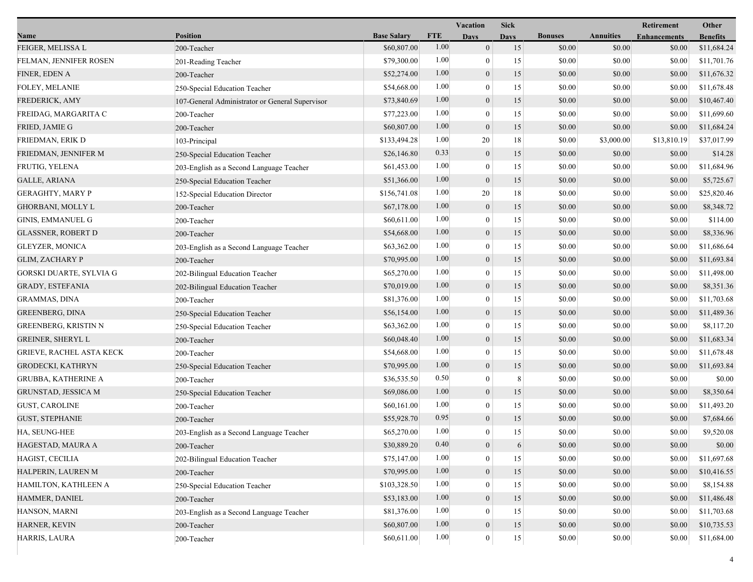| Name | Position | Base Salary | FTE | Vacation Days | Sick Days | Bonuses | Annuities | Retirement Enhancements | Other Benefits |
|---|---|---|---|---|---|---|---|---|---|
| FEIGER, MELISSA L | 200-Teacher | $60,807.00 | 1.00 | 0 | 15 | $0.00 | $0.00 | $0.00 | $11,684.24 |
| FELMAN, JENNIFER ROSEN | 201-Reading Teacher | $79,300.00 | 1.00 | 0 | 15 | $0.00 | $0.00 | $0.00 | $11,701.76 |
| FINER, EDEN A | 200-Teacher | $52,274.00 | 1.00 | 0 | 15 | $0.00 | $0.00 | $0.00 | $11,676.32 |
| FOLEY, MELANIE | 250-Special Education Teacher | $54,668.00 | 1.00 | 0 | 15 | $0.00 | $0.00 | $0.00 | $11,678.48 |
| FREDERICK, AMY | 107-General Administrator or General Supervisor | $73,840.69 | 1.00 | 0 | 15 | $0.00 | $0.00 | $0.00 | $10,467.40 |
| FREIDAG, MARGARITA C | 200-Teacher | $77,223.00 | 1.00 | 0 | 15 | $0.00 | $0.00 | $0.00 | $11,699.60 |
| FRIED, JAMIE G | 200-Teacher | $60,807.00 | 1.00 | 0 | 15 | $0.00 | $0.00 | $0.00 | $11,684.24 |
| FRIEDMAN, ERIK D | 103-Principal | $133,494.28 | 1.00 | 20 | 18 | $0.00 | $3,000.00 | $13,810.19 | $37,017.99 |
| FRIEDMAN, JENNIFER M | 250-Special Education Teacher | $26,146.80 | 0.33 | 0 | 15 | $0.00 | $0.00 | $0.00 | $14.28 |
| FRUTIG, YELENA | 203-English as a Second Language Teacher | $61,453.00 | 1.00 | 0 | 15 | $0.00 | $0.00 | $0.00 | $11,684.96 |
| GALLE, ARIANA | 250-Special Education Teacher | $51,366.00 | 1.00 | 0 | 15 | $0.00 | $0.00 | $0.00 | $5,725.67 |
| GERAGHTY, MARY P | 152-Special Education Director | $156,741.08 | 1.00 | 20 | 18 | $0.00 | $0.00 | $0.00 | $25,820.46 |
| GHORBANI, MOLLY L | 200-Teacher | $67,178.00 | 1.00 | 0 | 15 | $0.00 | $0.00 | $0.00 | $8,348.72 |
| GINIS, EMMANUEL G | 200-Teacher | $60,611.00 | 1.00 | 0 | 15 | $0.00 | $0.00 | $0.00 | $114.00 |
| GLASSNER, ROBERT D | 200-Teacher | $54,668.00 | 1.00 | 0 | 15 | $0.00 | $0.00 | $0.00 | $8,336.96 |
| GLEYZER, MONICA | 203-English as a Second Language Teacher | $63,362.00 | 1.00 | 0 | 15 | $0.00 | $0.00 | $0.00 | $11,686.64 |
| GLIM, ZACHARY P | 200-Teacher | $70,995.00 | 1.00 | 0 | 15 | $0.00 | $0.00 | $0.00 | $11,693.84 |
| GORSKI DUARTE, SYLVIA G | 202-Bilingual Education Teacher | $65,270.00 | 1.00 | 0 | 15 | $0.00 | $0.00 | $0.00 | $11,498.00 |
| GRADY, ESTEFANIA | 202-Bilingual Education Teacher | $70,019.00 | 1.00 | 0 | 15 | $0.00 | $0.00 | $0.00 | $8,351.36 |
| GRAMMAS, DINA | 200-Teacher | $81,376.00 | 1.00 | 0 | 15 | $0.00 | $0.00 | $0.00 | $11,703.68 |
| GREENBERG, DINA | 250-Special Education Teacher | $56,154.00 | 1.00 | 0 | 15 | $0.00 | $0.00 | $0.00 | $11,489.36 |
| GREENBERG, KRISTIN N | 250-Special Education Teacher | $63,362.00 | 1.00 | 0 | 15 | $0.00 | $0.00 | $0.00 | $8,117.20 |
| GREINER, SHERYL L | 200-Teacher | $60,048.40 | 1.00 | 0 | 15 | $0.00 | $0.00 | $0.00 | $11,683.34 |
| GRIEVE, RACHEL ASTA KECK | 200-Teacher | $54,668.00 | 1.00 | 0 | 15 | $0.00 | $0.00 | $0.00 | $11,678.48 |
| GRODECKI, KATHRYN | 250-Special Education Teacher | $70,995.00 | 1.00 | 0 | 15 | $0.00 | $0.00 | $0.00 | $11,693.84 |
| GRUBBA, KATHERINE A | 200-Teacher | $36,535.50 | 0.50 | 0 | 8 | $0.00 | $0.00 | $0.00 | $0.00 |
| GRUNSTAD, JESSICA M | 250-Special Education Teacher | $69,086.00 | 1.00 | 0 | 15 | $0.00 | $0.00 | $0.00 | $8,350.64 |
| GUST, CAROLINE | 200-Teacher | $60,161.00 | 1.00 | 0 | 15 | $0.00 | $0.00 | $0.00 | $11,493.20 |
| GUST, STEPHANIE | 200-Teacher | $55,928.70 | 0.95 | 0 | 15 | $0.00 | $0.00 | $0.00 | $7,684.66 |
| HA, SEUNG-HEE | 203-English as a Second Language Teacher | $65,270.00 | 1.00 | 0 | 15 | $0.00 | $0.00 | $0.00 | $9,520.08 |
| HAGESTAD, MAURA A | 200-Teacher | $30,889.20 | 0.40 | 0 | 6 | $0.00 | $0.00 | $0.00 | $0.00 |
| HAGIST, CECILIA | 202-Bilingual Education Teacher | $75,147.00 | 1.00 | 0 | 15 | $0.00 | $0.00 | $0.00 | $11,697.68 |
| HALPERIN, LAUREN M | 200-Teacher | $70,995.00 | 1.00 | 0 | 15 | $0.00 | $0.00 | $0.00 | $10,416.55 |
| HAMILTON, KATHLEEN A | 250-Special Education Teacher | $103,328.50 | 1.00 | 0 | 15 | $0.00 | $0.00 | $0.00 | $8,154.88 |
| HAMMER, DANIEL | 200-Teacher | $53,183.00 | 1.00 | 0 | 15 | $0.00 | $0.00 | $0.00 | $11,486.48 |
| HANSON, MARNI | 203-English as a Second Language Teacher | $81,376.00 | 1.00 | 0 | 15 | $0.00 | $0.00 | $0.00 | $11,703.68 |
| HARNER, KEVIN | 200-Teacher | $60,807.00 | 1.00 | 0 | 15 | $0.00 | $0.00 | $0.00 | $10,735.53 |
| HARRIS, LAURA | 200-Teacher | $60,611.00 | 1.00 | 0 | 15 | $0.00 | $0.00 | $0.00 | $11,684.00 |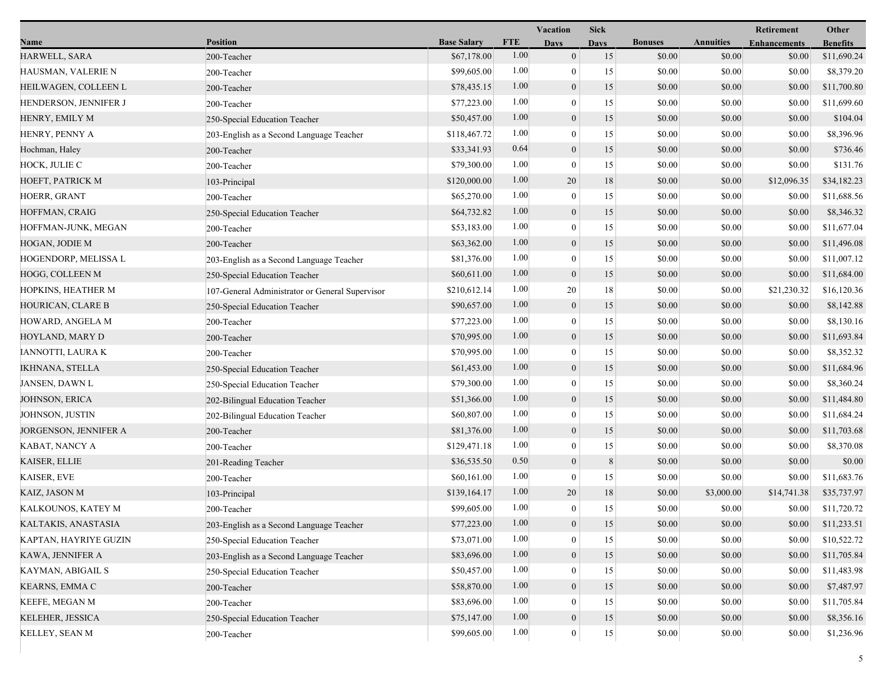| Name | Position | Base Salary | FTE | Vacation Days | Sick Days | Bonuses | Annuities | Retirement Enhancements | Other Benefits |
|---|---|---|---|---|---|---|---|---|---|
| HARWELL, SARA | 200-Teacher | $67,178.00 | 1.00 | 0 | 15 | $0.00 | $0.00 | $0.00 | $11,690.24 |
| HAUSMAN, VALERIE N | 200-Teacher | $99,605.00 | 1.00 | 0 | 15 | $0.00 | $0.00 | $0.00 | $8,379.20 |
| HEILWAGEN, COLLEEN L | 200-Teacher | $78,435.15 | 1.00 | 0 | 15 | $0.00 | $0.00 | $0.00 | $11,700.80 |
| HENDERSON, JENNIFER J | 200-Teacher | $77,223.00 | 1.00 | 0 | 15 | $0.00 | $0.00 | $0.00 | $11,699.60 |
| HENRY, EMILY M | 250-Special Education Teacher | $50,457.00 | 1.00 | 0 | 15 | $0.00 | $0.00 | $0.00 | $104.04 |
| HENRY, PENNY A | 203-English as a Second Language Teacher | $118,467.72 | 1.00 | 0 | 15 | $0.00 | $0.00 | $0.00 | $8,396.96 |
| Hochman, Haley | 200-Teacher | $33,341.93 | 0.64 | 0 | 15 | $0.00 | $0.00 | $0.00 | $736.46 |
| HOCK, JULIE C | 200-Teacher | $79,300.00 | 1.00 | 0 | 15 | $0.00 | $0.00 | $0.00 | $131.76 |
| HOEFT, PATRICK M | 103-Principal | $120,000.00 | 1.00 | 20 | 18 | $0.00 | $0.00 | $12,096.35 | $34,182.23 |
| HOERR, GRANT | 200-Teacher | $65,270.00 | 1.00 | 0 | 15 | $0.00 | $0.00 | $0.00 | $11,688.56 |
| HOFFMAN, CRAIG | 250-Special Education Teacher | $64,732.82 | 1.00 | 0 | 15 | $0.00 | $0.00 | $0.00 | $8,346.32 |
| HOFFMAN-JUNK, MEGAN | 200-Teacher | $53,183.00 | 1.00 | 0 | 15 | $0.00 | $0.00 | $0.00 | $11,677.04 |
| HOGAN, JODIE M | 200-Teacher | $63,362.00 | 1.00 | 0 | 15 | $0.00 | $0.00 | $0.00 | $11,496.08 |
| HOGENDORP, MELISSA L | 203-English as a Second Language Teacher | $81,376.00 | 1.00 | 0 | 15 | $0.00 | $0.00 | $0.00 | $11,007.12 |
| HOGG, COLLEEN M | 250-Special Education Teacher | $60,611.00 | 1.00 | 0 | 15 | $0.00 | $0.00 | $0.00 | $11,684.00 |
| HOPKINS, HEATHER M | 107-General Administrator or General Supervisor | $210,612.14 | 1.00 | 20 | 18 | $0.00 | $0.00 | $21,230.32 | $16,120.36 |
| HOURICAN, CLARE B | 250-Special Education Teacher | $90,657.00 | 1.00 | 0 | 15 | $0.00 | $0.00 | $0.00 | $8,142.88 |
| HOWARD, ANGELA M | 200-Teacher | $77,223.00 | 1.00 | 0 | 15 | $0.00 | $0.00 | $0.00 | $8,130.16 |
| HOYLAND, MARY D | 200-Teacher | $70,995.00 | 1.00 | 0 | 15 | $0.00 | $0.00 | $0.00 | $11,693.84 |
| IANNOTTI, LAURA K | 200-Teacher | $70,995.00 | 1.00 | 0 | 15 | $0.00 | $0.00 | $0.00 | $8,352.32 |
| IKHNANA, STELLA | 250-Special Education Teacher | $61,453.00 | 1.00 | 0 | 15 | $0.00 | $0.00 | $0.00 | $11,684.96 |
| JANSEN, DAWN L | 250-Special Education Teacher | $79,300.00 | 1.00 | 0 | 15 | $0.00 | $0.00 | $0.00 | $8,360.24 |
| JOHNSON, ERICA | 202-Bilingual Education Teacher | $51,366.00 | 1.00 | 0 | 15 | $0.00 | $0.00 | $0.00 | $11,484.80 |
| JOHNSON, JUSTIN | 202-Bilingual Education Teacher | $60,807.00 | 1.00 | 0 | 15 | $0.00 | $0.00 | $0.00 | $11,684.24 |
| JORGENSON, JENNIFER A | 200-Teacher | $81,376.00 | 1.00 | 0 | 15 | $0.00 | $0.00 | $0.00 | $11,703.68 |
| KABAT, NANCY A | 200-Teacher | $129,471.18 | 1.00 | 0 | 15 | $0.00 | $0.00 | $0.00 | $8,370.08 |
| KAISER, ELLIE | 201-Reading Teacher | $36,535.50 | 0.50 | 0 | 8 | $0.00 | $0.00 | $0.00 | $0.00 |
| KAISER, EVE | 200-Teacher | $60,161.00 | 1.00 | 0 | 15 | $0.00 | $0.00 | $0.00 | $11,683.76 |
| KAIZ, JASON M | 103-Principal | $139,164.17 | 1.00 | 20 | 18 | $0.00 | $3,000.00 | $14,741.38 | $35,737.97 |
| KALKOUNOS, KATEY M | 200-Teacher | $99,605.00 | 1.00 | 0 | 15 | $0.00 | $0.00 | $0.00 | $11,720.72 |
| KALTAKIS, ANASTASIA | 203-English as a Second Language Teacher | $77,223.00 | 1.00 | 0 | 15 | $0.00 | $0.00 | $0.00 | $11,233.51 |
| KAPTAN, HAYRIYE GUZIN | 250-Special Education Teacher | $73,071.00 | 1.00 | 0 | 15 | $0.00 | $0.00 | $0.00 | $10,522.72 |
| KAWA, JENNIFER A | 203-English as a Second Language Teacher | $83,696.00 | 1.00 | 0 | 15 | $0.00 | $0.00 | $0.00 | $11,705.84 |
| KAYMAN, ABIGAIL S | 250-Special Education Teacher | $50,457.00 | 1.00 | 0 | 15 | $0.00 | $0.00 | $0.00 | $11,483.98 |
| KEARNS, EMMA C | 200-Teacher | $58,870.00 | 1.00 | 0 | 15 | $0.00 | $0.00 | $0.00 | $7,487.97 |
| KEEFE, MEGAN M | 200-Teacher | $83,696.00 | 1.00 | 0 | 15 | $0.00 | $0.00 | $0.00 | $11,705.84 |
| KELEHER, JESSICA | 250-Special Education Teacher | $75,147.00 | 1.00 | 0 | 15 | $0.00 | $0.00 | $0.00 | $8,356.16 |
| KELLEY, SEAN M | 200-Teacher | $99,605.00 | 1.00 | 0 | 15 | $0.00 | $0.00 | $0.00 | $1,236.96 |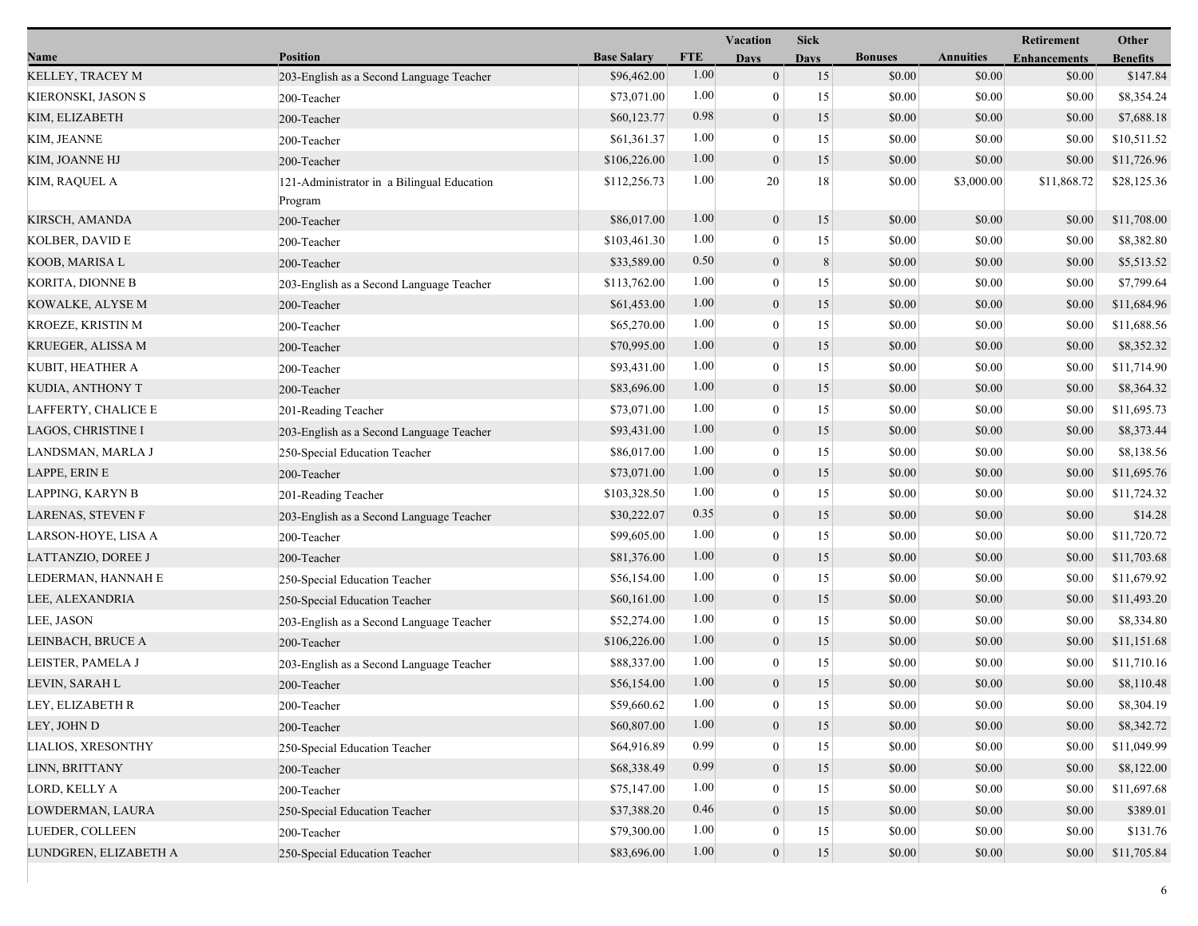| Name | Position | Base Salary | FTE | Vacation Days | Sick Days | Bonuses | Annuities | Retirement Enhancements | Other Benefits |
|---|---|---|---|---|---|---|---|---|---|
| KELLEY, TRACEY M | 203-English as a Second Language Teacher | $96,462.00 | 1.00 | 0 | 15 | $0.00 | $0.00 | $0.00 | $147.84 |
| KIERONSKI, JASON S | 200-Teacher | $73,071.00 | 1.00 | 0 | 15 | $0.00 | $0.00 | $0.00 | $8,354.24 |
| KIM, ELIZABETH | 200-Teacher | $60,123.77 | 0.98 | 0 | 15 | $0.00 | $0.00 | $0.00 | $7,688.18 |
| KIM, JEANNE | 200-Teacher | $61,361.37 | 1.00 | 0 | 15 | $0.00 | $0.00 | $0.00 | $10,511.52 |
| KIM, JOANNE HJ | 200-Teacher | $106,226.00 | 1.00 | 0 | 15 | $0.00 | $0.00 | $0.00 | $11,726.96 |
| KIM, RAQUEL A | 121-Administrator in a Bilingual Education Program | $112,256.73 | 1.00 | 20 | 18 | $0.00 | $3,000.00 | $11,868.72 | $28,125.36 |
| KIRSCH, AMANDA | 200-Teacher | $86,017.00 | 1.00 | 0 | 15 | $0.00 | $0.00 | $0.00 | $11,708.00 |
| KOLBER, DAVID E | 200-Teacher | $103,461.30 | 1.00 | 0 | 15 | $0.00 | $0.00 | $0.00 | $8,382.80 |
| KOOB, MARISA L | 200-Teacher | $33,589.00 | 0.50 | 0 | 8 | $0.00 | $0.00 | $0.00 | $5,513.52 |
| KORITA, DIONNE B | 203-English as a Second Language Teacher | $113,762.00 | 1.00 | 0 | 15 | $0.00 | $0.00 | $0.00 | $7,799.64 |
| KOWALKE, ALYSE M | 200-Teacher | $61,453.00 | 1.00 | 0 | 15 | $0.00 | $0.00 | $0.00 | $11,684.96 |
| KROEZE, KRISTIN M | 200-Teacher | $65,270.00 | 1.00 | 0 | 15 | $0.00 | $0.00 | $0.00 | $11,688.56 |
| KRUEGER, ALISSA M | 200-Teacher | $70,995.00 | 1.00 | 0 | 15 | $0.00 | $0.00 | $0.00 | $8,352.32 |
| KUBIT, HEATHER A | 200-Teacher | $93,431.00 | 1.00 | 0 | 15 | $0.00 | $0.00 | $0.00 | $11,714.90 |
| KUDIA, ANTHONY T | 200-Teacher | $83,696.00 | 1.00 | 0 | 15 | $0.00 | $0.00 | $0.00 | $8,364.32 |
| LAFFERTY, CHALICE E | 201-Reading Teacher | $73,071.00 | 1.00 | 0 | 15 | $0.00 | $0.00 | $0.00 | $11,695.73 |
| LAGOS, CHRISTINE I | 203-English as a Second Language Teacher | $93,431.00 | 1.00 | 0 | 15 | $0.00 | $0.00 | $0.00 | $8,373.44 |
| LANDSMAN, MARLA J | 250-Special Education Teacher | $86,017.00 | 1.00 | 0 | 15 | $0.00 | $0.00 | $0.00 | $8,138.56 |
| LAPPE, ERIN E | 200-Teacher | $73,071.00 | 1.00 | 0 | 15 | $0.00 | $0.00 | $0.00 | $11,695.76 |
| LAPPING, KARYN B | 201-Reading Teacher | $103,328.50 | 1.00 | 0 | 15 | $0.00 | $0.00 | $0.00 | $11,724.32 |
| LARENAS, STEVEN F | 203-English as a Second Language Teacher | $30,222.07 | 0.35 | 0 | 15 | $0.00 | $0.00 | $0.00 | $14.28 |
| LARSON-HOYE, LISA A | 200-Teacher | $99,605.00 | 1.00 | 0 | 15 | $0.00 | $0.00 | $0.00 | $11,720.72 |
| LATTANZIO, DOREE J | 200-Teacher | $81,376.00 | 1.00 | 0 | 15 | $0.00 | $0.00 | $0.00 | $11,703.68 |
| LEDERMAN, HANNAH E | 250-Special Education Teacher | $56,154.00 | 1.00 | 0 | 15 | $0.00 | $0.00 | $0.00 | $11,679.92 |
| LEE, ALEXANDRIA | 250-Special Education Teacher | $60,161.00 | 1.00 | 0 | 15 | $0.00 | $0.00 | $0.00 | $11,493.20 |
| LEE, JASON | 203-English as a Second Language Teacher | $52,274.00 | 1.00 | 0 | 15 | $0.00 | $0.00 | $0.00 | $8,334.80 |
| LEINBACH, BRUCE A | 200-Teacher | $106,226.00 | 1.00 | 0 | 15 | $0.00 | $0.00 | $0.00 | $11,151.68 |
| LEISTER, PAMELA J | 203-English as a Second Language Teacher | $88,337.00 | 1.00 | 0 | 15 | $0.00 | $0.00 | $0.00 | $11,710.16 |
| LEVIN, SARAH L | 200-Teacher | $56,154.00 | 1.00 | 0 | 15 | $0.00 | $0.00 | $0.00 | $8,110.48 |
| LEY, ELIZABETH R | 200-Teacher | $59,660.62 | 1.00 | 0 | 15 | $0.00 | $0.00 | $0.00 | $8,304.19 |
| LEY, JOHN D | 200-Teacher | $60,807.00 | 1.00 | 0 | 15 | $0.00 | $0.00 | $0.00 | $8,342.72 |
| LIALIOS, XRESONTHY | 250-Special Education Teacher | $64,916.89 | 0.99 | 0 | 15 | $0.00 | $0.00 | $0.00 | $11,049.99 |
| LINN, BRITTANY | 200-Teacher | $68,338.49 | 0.99 | 0 | 15 | $0.00 | $0.00 | $0.00 | $8,122.00 |
| LORD, KELLY A | 200-Teacher | $75,147.00 | 1.00 | 0 | 15 | $0.00 | $0.00 | $0.00 | $11,697.68 |
| LOWDERMAN, LAURA | 250-Special Education Teacher | $37,388.20 | 0.46 | 0 | 15 | $0.00 | $0.00 | $0.00 | $389.01 |
| LUEDER, COLLEEN | 200-Teacher | $79,300.00 | 1.00 | 0 | 15 | $0.00 | $0.00 | $0.00 | $131.76 |
| LUNDGREN, ELIZABETH A | 250-Special Education Teacher | $83,696.00 | 1.00 | 0 | 15 | $0.00 | $0.00 | $0.00 | $11,705.84 |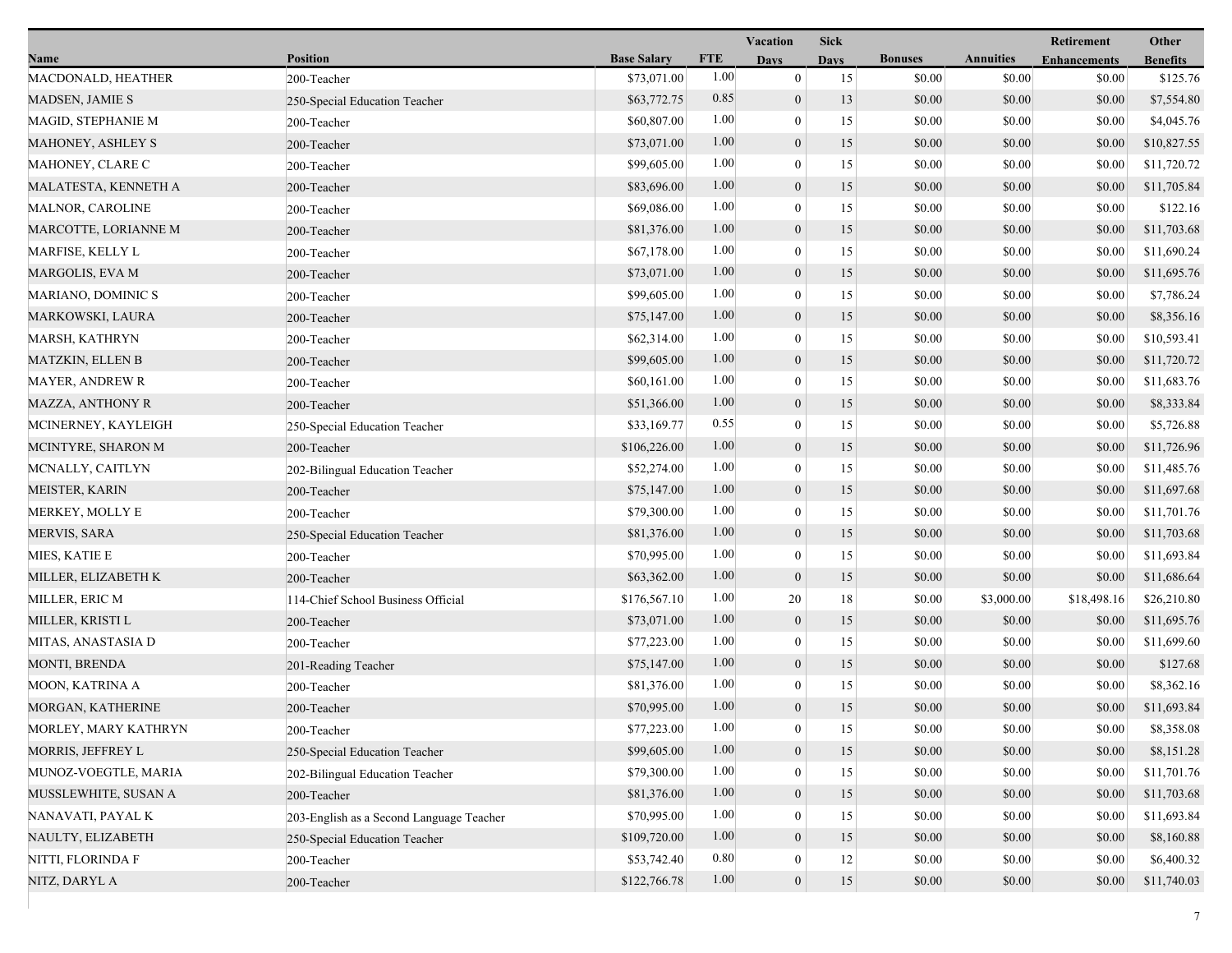| Name | Position | Base Salary | FTE | Vacation Days | Sick Days | Bonuses | Annuities | Retirement Enhancements | Other Benefits |
|---|---|---|---|---|---|---|---|---|---|
| MACDONALD, HEATHER | 200-Teacher | $73,071.00 | 1.00 | 0 | 15 | $0.00 | $0.00 | $0.00 | $125.76 |
| MADSEN, JAMIE S | 250-Special Education Teacher | $63,772.75 | 0.85 | 0 | 13 | $0.00 | $0.00 | $0.00 | $7,554.80 |
| MAGID, STEPHANIE M | 200-Teacher | $60,807.00 | 1.00 | 0 | 15 | $0.00 | $0.00 | $0.00 | $4,045.76 |
| MAHONEY, ASHLEY S | 200-Teacher | $73,071.00 | 1.00 | 0 | 15 | $0.00 | $0.00 | $0.00 | $10,827.55 |
| MAHONEY, CLARE C | 200-Teacher | $99,605.00 | 1.00 | 0 | 15 | $0.00 | $0.00 | $0.00 | $11,720.72 |
| MALATESTA, KENNETH A | 200-Teacher | $83,696.00 | 1.00 | 0 | 15 | $0.00 | $0.00 | $0.00 | $11,705.84 |
| MALNOR, CAROLINE | 200-Teacher | $69,086.00 | 1.00 | 0 | 15 | $0.00 | $0.00 | $0.00 | $122.16 |
| MARCOTTE, LORIANNE M | 200-Teacher | $81,376.00 | 1.00 | 0 | 15 | $0.00 | $0.00 | $0.00 | $11,703.68 |
| MARFISE, KELLY L | 200-Teacher | $67,178.00 | 1.00 | 0 | 15 | $0.00 | $0.00 | $0.00 | $11,690.24 |
| MARGOLIS, EVA M | 200-Teacher | $73,071.00 | 1.00 | 0 | 15 | $0.00 | $0.00 | $0.00 | $11,695.76 |
| MARIANO, DOMINIC S | 200-Teacher | $99,605.00 | 1.00 | 0 | 15 | $0.00 | $0.00 | $0.00 | $7,786.24 |
| MARKOWSKI, LAURA | 200-Teacher | $75,147.00 | 1.00 | 0 | 15 | $0.00 | $0.00 | $0.00 | $8,356.16 |
| MARSH, KATHRYN | 200-Teacher | $62,314.00 | 1.00 | 0 | 15 | $0.00 | $0.00 | $0.00 | $10,593.41 |
| MATZKIN, ELLEN B | 200-Teacher | $99,605.00 | 1.00 | 0 | 15 | $0.00 | $0.00 | $0.00 | $11,720.72 |
| MAYER, ANDREW R | 200-Teacher | $60,161.00 | 1.00 | 0 | 15 | $0.00 | $0.00 | $0.00 | $11,683.76 |
| MAZZA, ANTHONY R | 200-Teacher | $51,366.00 | 1.00 | 0 | 15 | $0.00 | $0.00 | $0.00 | $8,333.84 |
| MCINERNEY, KAYLEIGH | 250-Special Education Teacher | $33,169.77 | 0.55 | 0 | 15 | $0.00 | $0.00 | $0.00 | $5,726.88 |
| MCINTYRE, SHARON M | 200-Teacher | $106,226.00 | 1.00 | 0 | 15 | $0.00 | $0.00 | $0.00 | $11,726.96 |
| MCNALLY, CAITLYN | 202-Bilingual Education Teacher | $52,274.00 | 1.00 | 0 | 15 | $0.00 | $0.00 | $0.00 | $11,485.76 |
| MEISTER, KARIN | 200-Teacher | $75,147.00 | 1.00 | 0 | 15 | $0.00 | $0.00 | $0.00 | $11,697.68 |
| MERKEY, MOLLY E | 200-Teacher | $79,300.00 | 1.00 | 0 | 15 | $0.00 | $0.00 | $0.00 | $11,701.76 |
| MERVIS, SARA | 250-Special Education Teacher | $81,376.00 | 1.00 | 0 | 15 | $0.00 | $0.00 | $0.00 | $11,703.68 |
| MIES, KATIE E | 200-Teacher | $70,995.00 | 1.00 | 0 | 15 | $0.00 | $0.00 | $0.00 | $11,693.84 |
| MILLER, ELIZABETH K | 200-Teacher | $63,362.00 | 1.00 | 0 | 15 | $0.00 | $0.00 | $0.00 | $11,686.64 |
| MILLER, ERIC M | 114-Chief School Business Official | $176,567.10 | 1.00 | 20 | 18 | $0.00 | $3,000.00 | $18,498.16 | $26,210.80 |
| MILLER, KRISTI L | 200-Teacher | $73,071.00 | 1.00 | 0 | 15 | $0.00 | $0.00 | $0.00 | $11,695.76 |
| MITAS, ANASTASIA D | 200-Teacher | $77,223.00 | 1.00 | 0 | 15 | $0.00 | $0.00 | $0.00 | $11,699.60 |
| MONTI, BRENDA | 201-Reading Teacher | $75,147.00 | 1.00 | 0 | 15 | $0.00 | $0.00 | $0.00 | $127.68 |
| MOON, KATRINA A | 200-Teacher | $81,376.00 | 1.00 | 0 | 15 | $0.00 | $0.00 | $0.00 | $8,362.16 |
| MORGAN, KATHERINE | 200-Teacher | $70,995.00 | 1.00 | 0 | 15 | $0.00 | $0.00 | $0.00 | $11,693.84 |
| MORLEY, MARY KATHRYN | 200-Teacher | $77,223.00 | 1.00 | 0 | 15 | $0.00 | $0.00 | $0.00 | $8,358.08 |
| MORRIS, JEFFREY L | 250-Special Education Teacher | $99,605.00 | 1.00 | 0 | 15 | $0.00 | $0.00 | $0.00 | $8,151.28 |
| MUNOZ-VOEGTLE, MARIA | 202-Bilingual Education Teacher | $79,300.00 | 1.00 | 0 | 15 | $0.00 | $0.00 | $0.00 | $11,701.76 |
| MUSSLEWHITE, SUSAN A | 200-Teacher | $81,376.00 | 1.00 | 0 | 15 | $0.00 | $0.00 | $0.00 | $11,703.68 |
| NANAVATI, PAYAL K | 203-English as a Second Language Teacher | $70,995.00 | 1.00 | 0 | 15 | $0.00 | $0.00 | $0.00 | $11,693.84 |
| NAULTY, ELIZABETH | 250-Special Education Teacher | $109,720.00 | 1.00 | 0 | 15 | $0.00 | $0.00 | $0.00 | $8,160.88 |
| NITTI, FLORINDA F | 200-Teacher | $53,742.40 | 0.80 | 0 | 12 | $0.00 | $0.00 | $0.00 | $6,400.32 |
| NITZ, DARYL A | 200-Teacher | $122,766.78 | 1.00 | 0 | 15 | $0.00 | $0.00 | $0.00 | $11,740.03 |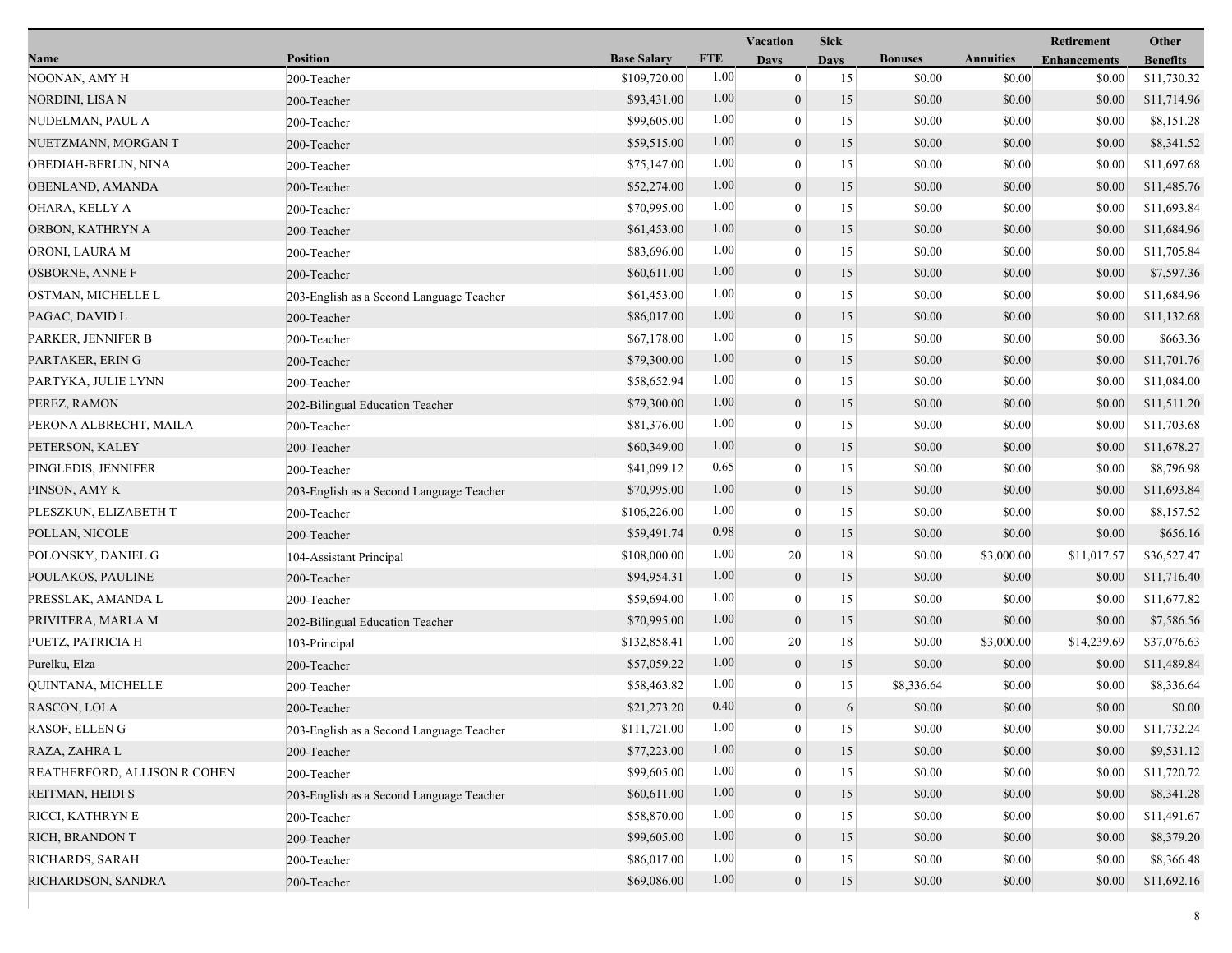| Name | Position | Base Salary | FTE | Vacation Days | Sick Days | Bonuses | Annuities | Retirement Enhancements | Other Benefits |
|---|---|---|---|---|---|---|---|---|---|
| NOONAN, AMY H | 200-Teacher | $109,720.00 | 1.00 | 0 | 15 | $0.00 | $0.00 | $0.00 | $11,730.32 |
| NORDINI, LISA N | 200-Teacher | $93,431.00 | 1.00 | 0 | 15 | $0.00 | $0.00 | $0.00 | $11,714.96 |
| NUDELMAN, PAUL A | 200-Teacher | $99,605.00 | 1.00 | 0 | 15 | $0.00 | $0.00 | $0.00 | $8,151.28 |
| NUETZMANN, MORGAN T | 200-Teacher | $59,515.00 | 1.00 | 0 | 15 | $0.00 | $0.00 | $0.00 | $8,341.52 |
| OBEDIAH-BERLIN, NINA | 200-Teacher | $75,147.00 | 1.00 | 0 | 15 | $0.00 | $0.00 | $0.00 | $11,697.68 |
| OBENLAND, AMANDA | 200-Teacher | $52,274.00 | 1.00 | 0 | 15 | $0.00 | $0.00 | $0.00 | $11,485.76 |
| OHARA, KELLY A | 200-Teacher | $70,995.00 | 1.00 | 0 | 15 | $0.00 | $0.00 | $0.00 | $11,693.84 |
| ORBON, KATHRYN A | 200-Teacher | $61,453.00 | 1.00 | 0 | 15 | $0.00 | $0.00 | $0.00 | $11,684.96 |
| ORONI, LAURA M | 200-Teacher | $83,696.00 | 1.00 | 0 | 15 | $0.00 | $0.00 | $0.00 | $11,705.84 |
| OSBORNE, ANNE F | 200-Teacher | $60,611.00 | 1.00 | 0 | 15 | $0.00 | $0.00 | $0.00 | $7,597.36 |
| OSTMAN, MICHELLE L | 203-English as a Second Language Teacher | $61,453.00 | 1.00 | 0 | 15 | $0.00 | $0.00 | $0.00 | $11,684.96 |
| PAGAC, DAVID L | 200-Teacher | $86,017.00 | 1.00 | 0 | 15 | $0.00 | $0.00 | $0.00 | $11,132.68 |
| PARKER, JENNIFER B | 200-Teacher | $67,178.00 | 1.00 | 0 | 15 | $0.00 | $0.00 | $0.00 | $663.36 |
| PARTAKER, ERIN G | 200-Teacher | $79,300.00 | 1.00 | 0 | 15 | $0.00 | $0.00 | $0.00 | $11,701.76 |
| PARTYKA, JULIE LYNN | 200-Teacher | $58,652.94 | 1.00 | 0 | 15 | $0.00 | $0.00 | $0.00 | $11,084.00 |
| PEREZ, RAMON | 202-Bilingual Education Teacher | $79,300.00 | 1.00 | 0 | 15 | $0.00 | $0.00 | $0.00 | $11,511.20 |
| PERONA ALBRECHT, MAILA | 200-Teacher | $81,376.00 | 1.00 | 0 | 15 | $0.00 | $0.00 | $0.00 | $11,703.68 |
| PETERSON, KALEY | 200-Teacher | $60,349.00 | 1.00 | 0 | 15 | $0.00 | $0.00 | $0.00 | $11,678.27 |
| PINGLEDIS, JENNIFER | 200-Teacher | $41,099.12 | 0.65 | 0 | 15 | $0.00 | $0.00 | $0.00 | $8,796.98 |
| PINSON, AMY K | 203-English as a Second Language Teacher | $70,995.00 | 1.00 | 0 | 15 | $0.00 | $0.00 | $0.00 | $11,693.84 |
| PLESZKUN, ELIZABETH T | 200-Teacher | $106,226.00 | 1.00 | 0 | 15 | $0.00 | $0.00 | $0.00 | $8,157.52 |
| POLLAN, NICOLE | 200-Teacher | $59,491.74 | 0.98 | 0 | 15 | $0.00 | $0.00 | $0.00 | $656.16 |
| POLONSKY, DANIEL G | 104-Assistant Principal | $108,000.00 | 1.00 | 20 | 18 | $0.00 | $3,000.00 | $11,017.57 | $36,527.47 |
| POULAKOS, PAULINE | 200-Teacher | $94,954.31 | 1.00 | 0 | 15 | $0.00 | $0.00 | $0.00 | $11,716.40 |
| PRESSLAK, AMANDA L | 200-Teacher | $59,694.00 | 1.00 | 0 | 15 | $0.00 | $0.00 | $0.00 | $11,677.82 |
| PRIVITERA, MARLA M | 202-Bilingual Education Teacher | $70,995.00 | 1.00 | 0 | 15 | $0.00 | $0.00 | $0.00 | $7,586.56 |
| PUETZ, PATRICIA H | 103-Principal | $132,858.41 | 1.00 | 20 | 18 | $0.00 | $3,000.00 | $14,239.69 | $37,076.63 |
| Purelku, Elza | 200-Teacher | $57,059.22 | 1.00 | 0 | 15 | $0.00 | $0.00 | $0.00 | $11,489.84 |
| QUINTANA, MICHELLE | 200-Teacher | $58,463.82 | 1.00 | 0 | 15 | $8,336.64 | $0.00 | $0.00 | $8,336.64 |
| RASCON, LOLA | 200-Teacher | $21,273.20 | 0.40 | 0 | 6 | $0.00 | $0.00 | $0.00 | $0.00 |
| RASOF, ELLEN G | 203-English as a Second Language Teacher | $111,721.00 | 1.00 | 0 | 15 | $0.00 | $0.00 | $0.00 | $11,732.24 |
| RAZA, ZAHRA L | 200-Teacher | $77,223.00 | 1.00 | 0 | 15 | $0.00 | $0.00 | $0.00 | $9,531.12 |
| REATHERFORD, ALLISON R COHEN | 200-Teacher | $99,605.00 | 1.00 | 0 | 15 | $0.00 | $0.00 | $0.00 | $11,720.72 |
| REITMAN, HEIDI S | 203-English as a Second Language Teacher | $60,611.00 | 1.00 | 0 | 15 | $0.00 | $0.00 | $0.00 | $8,341.28 |
| RICCI, KATHRYN E | 200-Teacher | $58,870.00 | 1.00 | 0 | 15 | $0.00 | $0.00 | $0.00 | $11,491.67 |
| RICH, BRANDON T | 200-Teacher | $99,605.00 | 1.00 | 0 | 15 | $0.00 | $0.00 | $0.00 | $8,379.20 |
| RICHARDS, SARAH | 200-Teacher | $86,017.00 | 1.00 | 0 | 15 | $0.00 | $0.00 | $0.00 | $8,366.48 |
| RICHARDSON, SANDRA | 200-Teacher | $69,086.00 | 1.00 | 0 | 15 | $0.00 | $0.00 | $0.00 | $11,692.16 |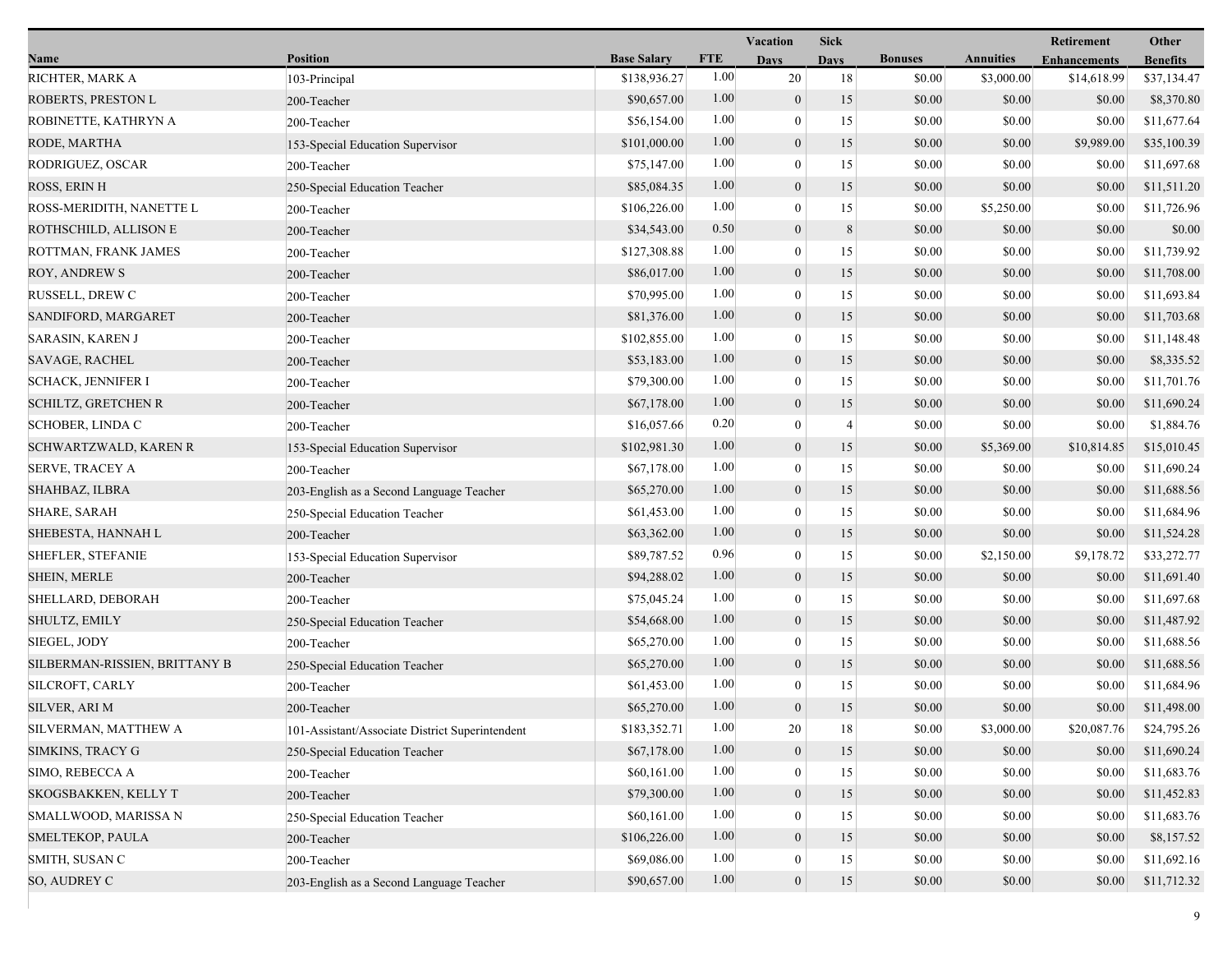| Name | Position | Base Salary | FTE | Vacation Days | Sick Days | Bonuses | Annuities | Retirement Enhancements | Other Benefits |
|---|---|---|---|---|---|---|---|---|---|
| RICHTER, MARK A | 103-Principal | $138,936.27 | 1.00 | 20 | 18 | $0.00 | $3,000.00 | $14,618.99 | $37,134.47 |
| ROBERTS, PRESTON L | 200-Teacher | $90,657.00 | 1.00 | 0 | 15 | $0.00 | $0.00 | $0.00 | $8,370.80 |
| ROBINETTE, KATHRYN A | 200-Teacher | $56,154.00 | 1.00 | 0 | 15 | $0.00 | $0.00 | $0.00 | $11,677.64 |
| RODE, MARTHA | 153-Special Education Supervisor | $101,000.00 | 1.00 | 0 | 15 | $0.00 | $0.00 | $9,989.00 | $35,100.39 |
| RODRIGUEZ, OSCAR | 200-Teacher | $75,147.00 | 1.00 | 0 | 15 | $0.00 | $0.00 | $0.00 | $11,697.68 |
| ROSS, ERIN H | 250-Special Education Teacher | $85,084.35 | 1.00 | 0 | 15 | $0.00 | $0.00 | $0.00 | $11,511.20 |
| ROSS-MERIDITH, NANETTE L | 200-Teacher | $106,226.00 | 1.00 | 0 | 15 | $0.00 | $5,250.00 | $0.00 | $11,726.96 |
| ROTHSCHILD, ALLISON E | 200-Teacher | $34,543.00 | 0.50 | 0 | 8 | $0.00 | $0.00 | $0.00 | $0.00 |
| ROTTMAN, FRANK JAMES | 200-Teacher | $127,308.88 | 1.00 | 0 | 15 | $0.00 | $0.00 | $0.00 | $11,739.92 |
| ROY, ANDREW S | 200-Teacher | $86,017.00 | 1.00 | 0 | 15 | $0.00 | $0.00 | $0.00 | $11,708.00 |
| RUSSELL, DREW C | 200-Teacher | $70,995.00 | 1.00 | 0 | 15 | $0.00 | $0.00 | $0.00 | $11,693.84 |
| SANDIFORD, MARGARET | 200-Teacher | $81,376.00 | 1.00 | 0 | 15 | $0.00 | $0.00 | $0.00 | $11,703.68 |
| SARASIN, KAREN J | 200-Teacher | $102,855.00 | 1.00 | 0 | 15 | $0.00 | $0.00 | $0.00 | $11,148.48 |
| SAVAGE, RACHEL | 200-Teacher | $53,183.00 | 1.00 | 0 | 15 | $0.00 | $0.00 | $0.00 | $8,335.52 |
| SCHACK, JENNIFER I | 200-Teacher | $79,300.00 | 1.00 | 0 | 15 | $0.00 | $0.00 | $0.00 | $11,701.76 |
| SCHILTZ, GRETCHEN R | 200-Teacher | $67,178.00 | 1.00 | 0 | 15 | $0.00 | $0.00 | $0.00 | $11,690.24 |
| SCHOBER, LINDA C | 200-Teacher | $16,057.66 | 0.20 | 0 | 4 | $0.00 | $0.00 | $0.00 | $1,884.76 |
| SCHWARTZWALD, KAREN R | 153-Special Education Supervisor | $102,981.30 | 1.00 | 0 | 15 | $0.00 | $5,369.00 | $10,814.85 | $15,010.45 |
| SERVE, TRACEY A | 200-Teacher | $67,178.00 | 1.00 | 0 | 15 | $0.00 | $0.00 | $0.00 | $11,690.24 |
| SHAHBAZ, ILBRA | 203-English as a Second Language Teacher | $65,270.00 | 1.00 | 0 | 15 | $0.00 | $0.00 | $0.00 | $11,688.56 |
| SHARE, SARAH | 250-Special Education Teacher | $61,453.00 | 1.00 | 0 | 15 | $0.00 | $0.00 | $0.00 | $11,684.96 |
| SHEBESTA, HANNAH L | 200-Teacher | $63,362.00 | 1.00 | 0 | 15 | $0.00 | $0.00 | $0.00 | $11,524.28 |
| SHEFLER, STEFANIE | 153-Special Education Supervisor | $89,787.52 | 0.96 | 0 | 15 | $0.00 | $2,150.00 | $9,178.72 | $33,272.77 |
| SHEIN, MERLE | 200-Teacher | $94,288.02 | 1.00 | 0 | 15 | $0.00 | $0.00 | $0.00 | $11,691.40 |
| SHELLARD, DEBORAH | 200-Teacher | $75,045.24 | 1.00 | 0 | 15 | $0.00 | $0.00 | $0.00 | $11,697.68 |
| SHULTZ, EMILY | 250-Special Education Teacher | $54,668.00 | 1.00 | 0 | 15 | $0.00 | $0.00 | $0.00 | $11,487.92 |
| SIEGEL, JODY | 200-Teacher | $65,270.00 | 1.00 | 0 | 15 | $0.00 | $0.00 | $0.00 | $11,688.56 |
| SILBERMAN-RISSIEN, BRITTANY B | 250-Special Education Teacher | $65,270.00 | 1.00 | 0 | 15 | $0.00 | $0.00 | $0.00 | $11,688.56 |
| SILCROFT, CARLY | 200-Teacher | $61,453.00 | 1.00 | 0 | 15 | $0.00 | $0.00 | $0.00 | $11,684.96 |
| SILVER, ARI M | 200-Teacher | $65,270.00 | 1.00 | 0 | 15 | $0.00 | $0.00 | $0.00 | $11,498.00 |
| SILVERMAN, MATTHEW A | 101-Assistant/Associate District Superintendent | $183,352.71 | 1.00 | 20 | 18 | $0.00 | $3,000.00 | $20,087.76 | $24,795.26 |
| SIMKINS, TRACY G | 250-Special Education Teacher | $67,178.00 | 1.00 | 0 | 15 | $0.00 | $0.00 | $0.00 | $11,690.24 |
| SIMO, REBECCA A | 200-Teacher | $60,161.00 | 1.00 | 0 | 15 | $0.00 | $0.00 | $0.00 | $11,683.76 |
| SKOGSBAKKEN, KELLY T | 200-Teacher | $79,300.00 | 1.00 | 0 | 15 | $0.00 | $0.00 | $0.00 | $11,452.83 |
| SMALLWOOD, MARISSA N | 250-Special Education Teacher | $60,161.00 | 1.00 | 0 | 15 | $0.00 | $0.00 | $0.00 | $11,683.76 |
| SMELTEKOP, PAULA | 200-Teacher | $106,226.00 | 1.00 | 0 | 15 | $0.00 | $0.00 | $0.00 | $8,157.52 |
| SMITH, SUSAN C | 200-Teacher | $69,086.00 | 1.00 | 0 | 15 | $0.00 | $0.00 | $0.00 | $11,692.16 |
| SO, AUDREY C | 203-English as a Second Language Teacher | $90,657.00 | 1.00 | 0 | 15 | $0.00 | $0.00 | $0.00 | $11,712.32 |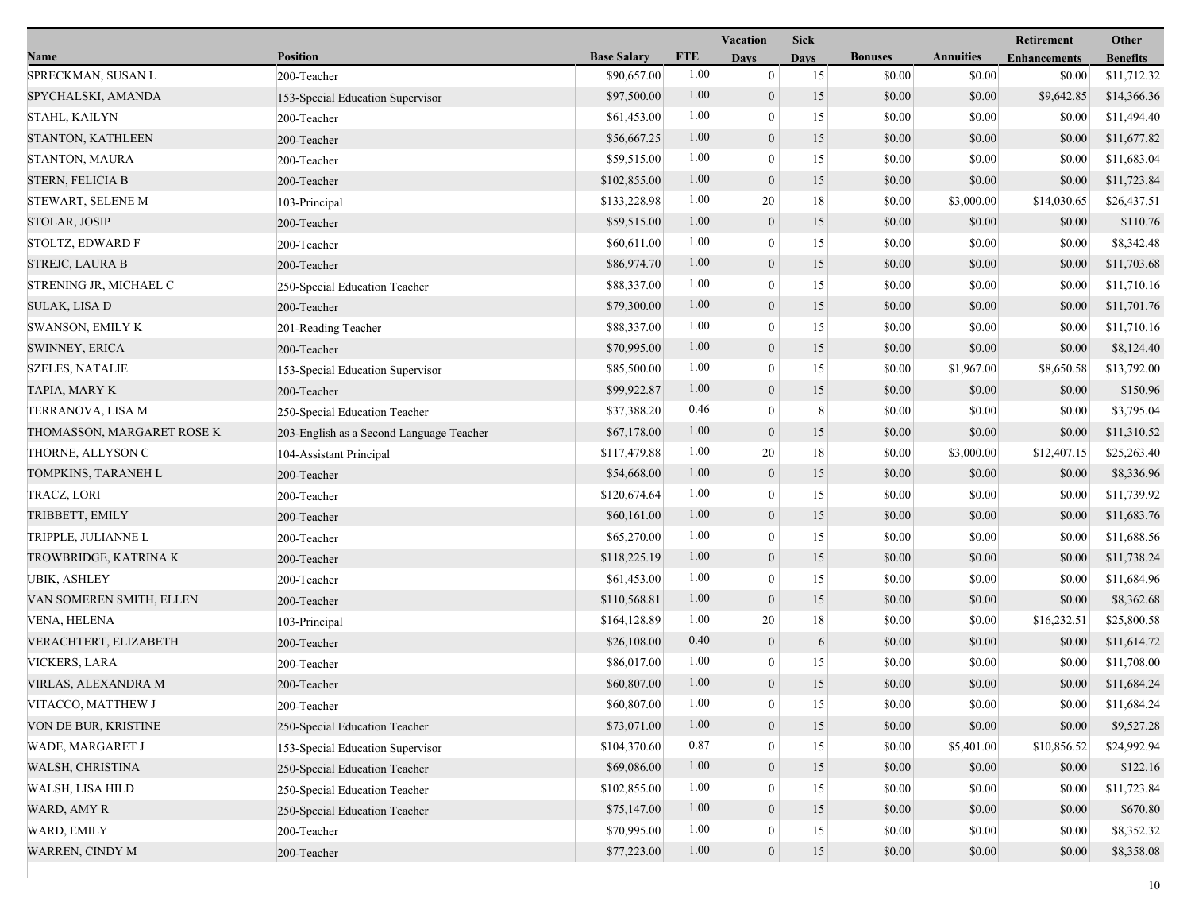| Name | Position | Base Salary | FTE | Vacation Days | Sick Days | Bonuses | Annuities | Retirement Enhancements | Other Benefits |
|---|---|---|---|---|---|---|---|---|---|
| SPRECKMAN, SUSAN L | 200-Teacher | $90,657.00 | 1.00 | 0 | 15 | $0.00 | $0.00 | $0.00 | $11,712.32 |
| SPYCHALSKI, AMANDA | 153-Special Education Supervisor | $97,500.00 | 1.00 | 0 | 15 | $0.00 | $0.00 | $9,642.85 | $14,366.36 |
| STAHL, KAILYN | 200-Teacher | $61,453.00 | 1.00 | 0 | 15 | $0.00 | $0.00 | $0.00 | $11,494.40 |
| STANTON, KATHLEEN | 200-Teacher | $56,667.25 | 1.00 | 0 | 15 | $0.00 | $0.00 | $0.00 | $11,677.82 |
| STANTON, MAURA | 200-Teacher | $59,515.00 | 1.00 | 0 | 15 | $0.00 | $0.00 | $0.00 | $11,683.04 |
| STERN, FELICIA B | 200-Teacher | $102,855.00 | 1.00 | 0 | 15 | $0.00 | $0.00 | $0.00 | $11,723.84 |
| STEWART, SELENE M | 103-Principal | $133,228.98 | 1.00 | 20 | 18 | $0.00 | $3,000.00 | $14,030.65 | $26,437.51 |
| STOLAR, JOSIP | 200-Teacher | $59,515.00 | 1.00 | 0 | 15 | $0.00 | $0.00 | $0.00 | $110.76 |
| STOLTZ, EDWARD F | 200-Teacher | $60,611.00 | 1.00 | 0 | 15 | $0.00 | $0.00 | $0.00 | $8,342.48 |
| STREJC, LAURA B | 200-Teacher | $86,974.70 | 1.00 | 0 | 15 | $0.00 | $0.00 | $0.00 | $11,703.68 |
| STRENING JR, MICHAEL C | 250-Special Education Teacher | $88,337.00 | 1.00 | 0 | 15 | $0.00 | $0.00 | $0.00 | $11,710.16 |
| SULAK, LISA D | 200-Teacher | $79,300.00 | 1.00 | 0 | 15 | $0.00 | $0.00 | $0.00 | $11,701.76 |
| SWANSON, EMILY K | 201-Reading Teacher | $88,337.00 | 1.00 | 0 | 15 | $0.00 | $0.00 | $0.00 | $11,710.16 |
| SWINNEY, ERICA | 200-Teacher | $70,995.00 | 1.00 | 0 | 15 | $0.00 | $0.00 | $0.00 | $8,124.40 |
| SZELES, NATALIE | 153-Special Education Supervisor | $85,500.00 | 1.00 | 0 | 15 | $0.00 | $1,967.00 | $8,650.58 | $13,792.00 |
| TAPIA, MARY K | 200-Teacher | $99,922.87 | 1.00 | 0 | 15 | $0.00 | $0.00 | $0.00 | $150.96 |
| TERRANOVA, LISA M | 250-Special Education Teacher | $37,388.20 | 0.46 | 0 | 8 | $0.00 | $0.00 | $0.00 | $3,795.04 |
| THOMASSON, MARGARET ROSE K | 203-English as a Second Language Teacher | $67,178.00 | 1.00 | 0 | 15 | $0.00 | $0.00 | $0.00 | $11,310.52 |
| THORNE, ALLYSON C | 104-Assistant Principal | $117,479.88 | 1.00 | 20 | 18 | $0.00 | $3,000.00 | $12,407.15 | $25,263.40 |
| TOMPKINS, TARANEH L | 200-Teacher | $54,668.00 | 1.00 | 0 | 15 | $0.00 | $0.00 | $0.00 | $8,336.96 |
| TRACZ, LORI | 200-Teacher | $120,674.64 | 1.00 | 0 | 15 | $0.00 | $0.00 | $0.00 | $11,739.92 |
| TRIBBETT, EMILY | 200-Teacher | $60,161.00 | 1.00 | 0 | 15 | $0.00 | $0.00 | $0.00 | $11,683.76 |
| TRIPPLE, JULIANNE L | 200-Teacher | $65,270.00 | 1.00 | 0 | 15 | $0.00 | $0.00 | $0.00 | $11,688.56 |
| TROWBRIDGE, KATRINA K | 200-Teacher | $118,225.19 | 1.00 | 0 | 15 | $0.00 | $0.00 | $0.00 | $11,738.24 |
| UBIK, ASHLEY | 200-Teacher | $61,453.00 | 1.00 | 0 | 15 | $0.00 | $0.00 | $0.00 | $11,684.96 |
| VAN SOMEREN SMITH, ELLEN | 200-Teacher | $110,568.81 | 1.00 | 0 | 15 | $0.00 | $0.00 | $0.00 | $8,362.68 |
| VENA, HELENA | 103-Principal | $164,128.89 | 1.00 | 20 | 18 | $0.00 | $0.00 | $16,232.51 | $25,800.58 |
| VERACHTERT, ELIZABETH | 200-Teacher | $26,108.00 | 0.40 | 0 | 6 | $0.00 | $0.00 | $0.00 | $11,614.72 |
| VICKERS, LARA | 200-Teacher | $86,017.00 | 1.00 | 0 | 15 | $0.00 | $0.00 | $0.00 | $11,708.00 |
| VIRLAS, ALEXANDRA M | 200-Teacher | $60,807.00 | 1.00 | 0 | 15 | $0.00 | $0.00 | $0.00 | $11,684.24 |
| VITACCO, MATTHEW J | 200-Teacher | $60,807.00 | 1.00 | 0 | 15 | $0.00 | $0.00 | $0.00 | $11,684.24 |
| VON DE BUR, KRISTINE | 250-Special Education Teacher | $73,071.00 | 1.00 | 0 | 15 | $0.00 | $0.00 | $0.00 | $9,527.28 |
| WADE, MARGARET J | 153-Special Education Supervisor | $104,370.60 | 0.87 | 0 | 15 | $0.00 | $5,401.00 | $10,856.52 | $24,992.94 |
| WALSH, CHRISTINA | 250-Special Education Teacher | $69,086.00 | 1.00 | 0 | 15 | $0.00 | $0.00 | $0.00 | $122.16 |
| WALSH, LISA HILD | 250-Special Education Teacher | $102,855.00 | 1.00 | 0 | 15 | $0.00 | $0.00 | $0.00 | $11,723.84 |
| WARD, AMY R | 250-Special Education Teacher | $75,147.00 | 1.00 | 0 | 15 | $0.00 | $0.00 | $0.00 | $670.80 |
| WARD, EMILY | 200-Teacher | $70,995.00 | 1.00 | 0 | 15 | $0.00 | $0.00 | $0.00 | $8,352.32 |
| WARREN, CINDY M | 200-Teacher | $77,223.00 | 1.00 | 0 | 15 | $0.00 | $0.00 | $0.00 | $8,358.08 |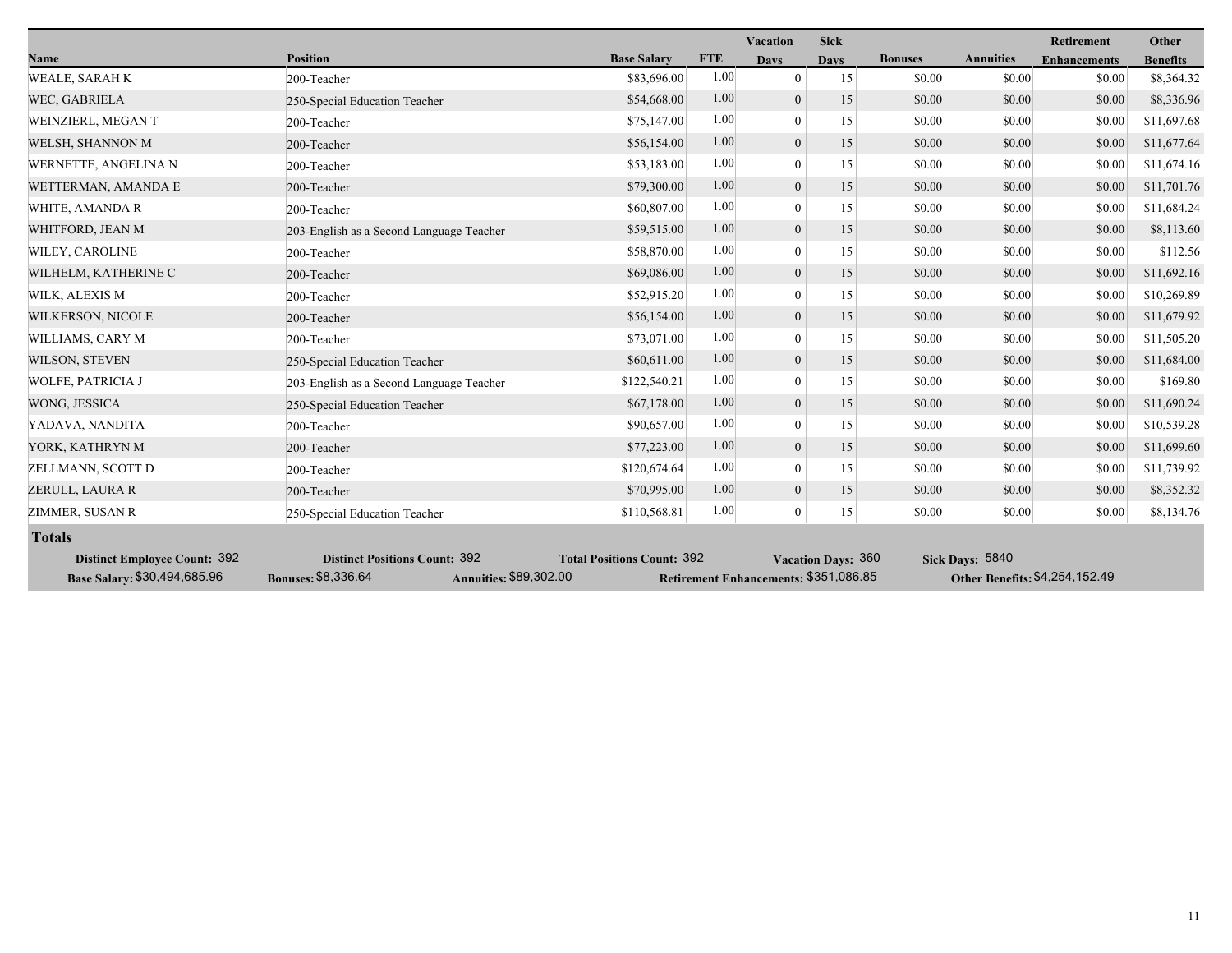| Name | Position | Base Salary | FTE | Vacation Days | Sick Days | Bonuses | Annuities | Retirement Enhancements | Other Benefits |
|---|---|---|---|---|---|---|---|---|---|
| WEALE, SARAH K | 200-Teacher | $83,696.00 | 1.00 | 0 | 15 | $0.00 | $0.00 | $0.00 | $8,364.32 |
| WEC, GABRIELA | 250-Special Education Teacher | $54,668.00 | 1.00 | 0 | 15 | $0.00 | $0.00 | $0.00 | $8,336.96 |
| WEINZIERL, MEGAN T | 200-Teacher | $75,147.00 | 1.00 | 0 | 15 | $0.00 | $0.00 | $0.00 | $11,697.68 |
| WELSH, SHANNON M | 200-Teacher | $56,154.00 | 1.00 | 0 | 15 | $0.00 | $0.00 | $0.00 | $11,677.64 |
| WERNETTE, ANGELINA N | 200-Teacher | $53,183.00 | 1.00 | 0 | 15 | $0.00 | $0.00 | $0.00 | $11,674.16 |
| WETTERMAN, AMANDA E | 200-Teacher | $79,300.00 | 1.00 | 0 | 15 | $0.00 | $0.00 | $0.00 | $11,701.76 |
| WHITE, AMANDA R | 200-Teacher | $60,807.00 | 1.00 | 0 | 15 | $0.00 | $0.00 | $0.00 | $11,684.24 |
| WHITFORD, JEAN M | 203-English as a Second Language Teacher | $59,515.00 | 1.00 | 0 | 15 | $0.00 | $0.00 | $0.00 | $8,113.60 |
| WILEY, CAROLINE | 200-Teacher | $58,870.00 | 1.00 | 0 | 15 | $0.00 | $0.00 | $0.00 | $112.56 |
| WILHELM, KATHERINE C | 200-Teacher | $69,086.00 | 1.00 | 0 | 15 | $0.00 | $0.00 | $0.00 | $11,692.16 |
| WILK, ALEXIS M | 200-Teacher | $52,915.20 | 1.00 | 0 | 15 | $0.00 | $0.00 | $0.00 | $10,269.89 |
| WILKERSON, NICOLE | 200-Teacher | $56,154.00 | 1.00 | 0 | 15 | $0.00 | $0.00 | $0.00 | $11,679.92 |
| WILLIAMS, CARY M | 200-Teacher | $73,071.00 | 1.00 | 0 | 15 | $0.00 | $0.00 | $0.00 | $11,505.20 |
| WILSON, STEVEN | 250-Special Education Teacher | $60,611.00 | 1.00 | 0 | 15 | $0.00 | $0.00 | $0.00 | $11,684.00 |
| WOLFE, PATRICIA J | 203-English as a Second Language Teacher | $122,540.21 | 1.00 | 0 | 15 | $0.00 | $0.00 | $0.00 | $169.80 |
| WONG, JESSICA | 250-Special Education Teacher | $67,178.00 | 1.00 | 0 | 15 | $0.00 | $0.00 | $0.00 | $11,690.24 |
| YADAVA, NANDITA | 200-Teacher | $90,657.00 | 1.00 | 0 | 15 | $0.00 | $0.00 | $0.00 | $10,539.28 |
| YORK, KATHRYN M | 200-Teacher | $77,223.00 | 1.00 | 0 | 15 | $0.00 | $0.00 | $0.00 | $11,699.60 |
| ZELLMANN, SCOTT D | 200-Teacher | $120,674.64 | 1.00 | 0 | 15 | $0.00 | $0.00 | $0.00 | $11,739.92 |
| ZERULL, LAURA R | 200-Teacher | $70,995.00 | 1.00 | 0 | 15 | $0.00 | $0.00 | $0.00 | $8,352.32 |
| ZIMMER, SUSAN R | 250-Special Education Teacher | $110,568.81 | 1.00 | 0 | 15 | $0.00 | $0.00 | $0.00 | $8,134.76 |

**Totals**

**Distinct Employee Count:** 392 **Distinct Positions Count:** 392 **Total Positions Count:** 392 **Vacation Days:** 360 **Sick Days:** 5840

**Base Salary:** $30,494,685.96 **Bonuses:** $8,336.64 **Annuities:** $89,302.00 **Retirement Enhancements:** $351,086.85 **Other Benefits:** $4,254,152.49